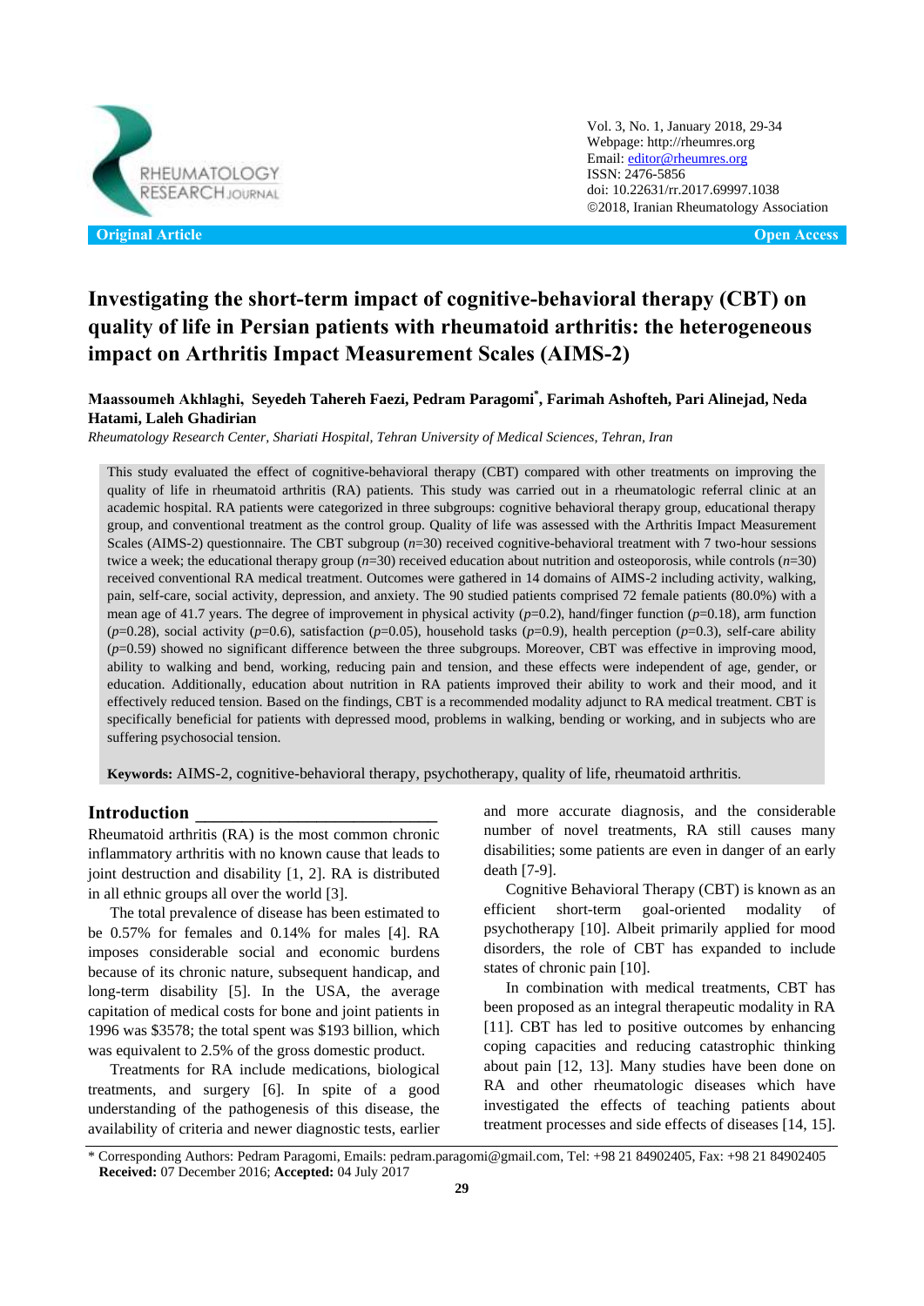Original Article

Open Access

# Investigating the short-term impact of cognitive-behavioral therapy (CBT) on quality of life in Persian patients with rheumatoid arthritis: the heterogeneous impact on Arthritis Impact Measurement Scales (AIMS-2)

**Maassoumeh Akhlaghi, Seyedeh Tahereh Faezi, Pedram Paragomi*, Farimah Ashofteh, Pari Alinejad, Neda Hatami, Laleh Ghadirian**

*Rheumatology Research Center, Shariati Hospital, Tehran University of Medical Sciences, Tehran, Iran*

This study evaluated the effect of cognitive-behavioral therapy (CBT) compared with other treatments on improving the quality of life in rheumatoid arthritis (RA) patients. This study was carried out in a rheumatologic referral clinic at an academic hospital. RA patients were categorized in three subgroups: cognitive behavioral therapy group, educational therapy group, and conventional treatment as the control group. Quality of life was assessed with the Arthritis Impact Measurement Scales (AIMS-2) questionnaire. The CBT subgroup ($n$=30) received cognitive-behavioral treatment with 7 two-hour sessions twice a week; the educational therapy group ($n$=30) received education about nutrition and osteoporosis, while controls ($n$=30) received conventional RA medical treatment. Outcomes were gathered in 14 domains of AIMS-2 including activity, walking, pain, self-care, social activity, depression, and anxiety. The 90 studied patients comprised 72 female patients (80.0%) with a mean age of 41.7 years. The degree of improvement in physical activity ($p$=0.2), hand/finger function ($p$=0.18), arm function ($p$=0.28), social activity ($p$=0.6), satisfaction ($p$=0.05), household tasks ($p$=0.9), health perception ($p$=0.3), self-care ability ($p$=0.59) showed no significant difference between the three subgroups. Moreover, CBT was effective in improving mood, ability to walking and bend, working, reducing pain and tension, and these effects were independent of age, gender, or education. Additionally, education about nutrition in RA patients improved their ability to work and their mood, and it effectively reduced tension. Based on the findings, CBT is a recommended modality adjunct to RA medical treatment. CBT is specifically beneficial for patients with depressed mood, problems in walking, bending or working, and in subjects who are suffering psychosocial tension.

**Keywords:** AIMS-2, cognitive-behavioral therapy, psychotherapy, quality of life, rheumatoid arthritis.

## Introduction

Rheumatoid arthritis (RA) is the most common chronic inflammatory arthritis with no known cause that leads to joint destruction and disability [1, 2]. RA is distributed in all ethnic groups all over the world [3].

The total prevalence of disease has been estimated to be 0.57% for females and 0.14% for males [4]. RA imposes considerable social and economic burdens because of its chronic nature, subsequent handicap, and long-term disability [5]. In the USA, the average capitation of medical costs for bone and joint patients in 1996 was \$3578; the total spent was \$193 billion, which was equivalent to 2.5% of the gross domestic product.

Treatments for RA include medications, biological treatments, and surgery [6]. In spite of a good understanding of the pathogenesis of this disease, the availability of criteria and newer diagnostic tests, earlier and more accurate diagnosis, and the considerable number of novel treatments, RA still causes many disabilities; some patients are even in danger of an early death [7-9].

Cognitive Behavioral Therapy (CBT) is known as an efficient short-term goal-oriented modality of psychotherapy [10]. Albeit primarily applied for mood disorders, the role of CBT has expanded to include states of chronic pain [10].

In combination with medical treatments, CBT has been proposed as an integral therapeutic modality in RA [11]. CBT has led to positive outcomes by enhancing coping capacities and reducing catastrophic thinking about pain [12, 13]. Many studies have been done on RA and other rheumatologic diseases which have investigated the effects of teaching patients about treatment processes and side effects of diseases [14, 15].

\* Corresponding Authors: Pedram Paragomi, Emails: pedram.paragomi@gmail.com, Tel: +98 21 84902405, Fax: +98 21 84902405
**Received:** 07 December 2016; **Accepted:** 04 July 2017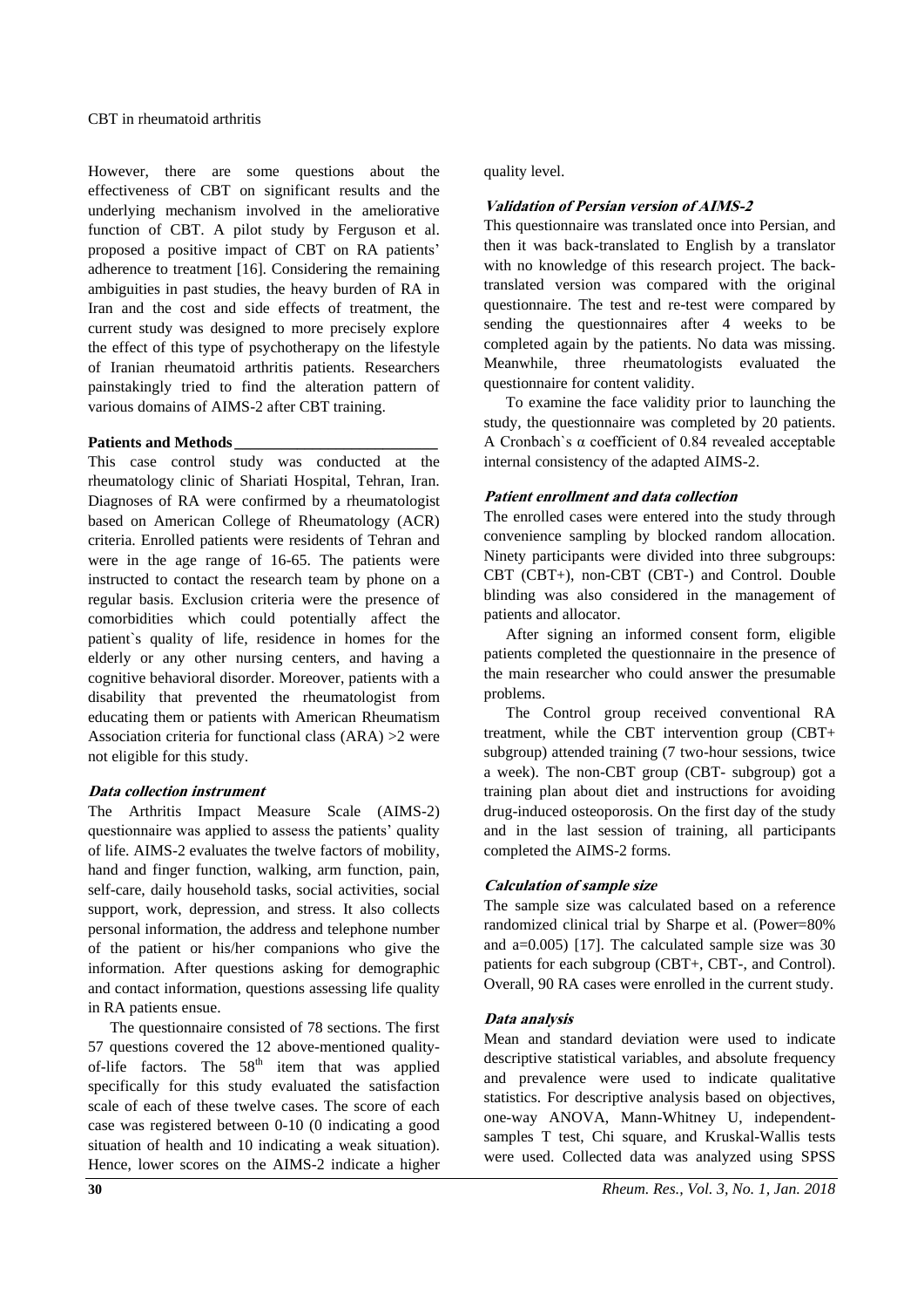However, there are some questions about the effectiveness of CBT on significant results and the underlying mechanism involved in the ameliorative function of CBT. A pilot study by Ferguson et al. proposed a positive impact of CBT on RA patients' adherence to treatment [16]. Considering the remaining ambiguities in past studies, the heavy burden of RA in Iran and the cost and side effects of treatment, the current study was designed to more precisely explore the effect of this type of psychotherapy on the lifestyle of Iranian rheumatoid arthritis patients. Researchers painstakingly tried to find the alteration pattern of various domains of AIMS-2 after CBT training.

## Patients and Methods

This case control study was conducted at the rheumatology clinic of Shariati Hospital, Tehran, Iran. Diagnoses of RA were confirmed by a rheumatologist based on American College of Rheumatology (ACR) criteria. Enrolled patients were residents of Tehran and were in the age range of 16-65. The patients were instructed to contact the research team by phone on a regular basis. Exclusion criteria were the presence of comorbidities which could potentially affect the patient`s quality of life, residence in homes for the elderly or any other nursing centers, and having a cognitive behavioral disorder. Moreover, patients with a disability that prevented the rheumatologist from educating them or patients with American Rheumatism Association criteria for functional class (ARA) >2 were not eligible for this study.

### *Data collection instrument*

The Arthritis Impact Measure Scale (AIMS-2) questionnaire was applied to assess the patients' quality of life. AIMS-2 evaluates the twelve factors of mobility, hand and finger function, walking, arm function, pain, self-care, daily household tasks, social activities, social support, work, depression, and stress. It also collects personal information, the address and telephone number of the patient or his/her companions who give the information. After questions asking for demographic and contact information, questions assessing life quality in RA patients ensue.

The questionnaire consisted of 78 sections. The first 57 questions covered the 12 above-mentioned quality-of-life factors. The 58th item that was applied specifically for this study evaluated the satisfaction scale of each of these twelve cases. The score of each case was registered between 0-10 (0 indicating a good situation of health and 10 indicating a weak situation). Hence, lower scores on the AIMS-2 indicate a higher quality level.

### *Validation of Persian version of AIMS-2*

This questionnaire was translated once into Persian, and then it was back-translated to English by a translator with no knowledge of this research project. The back-translated version was compared with the original questionnaire. The test and re-test were compared by sending the questionnaires after 4 weeks to be completed again by the patients. No data was missing. Meanwhile, three rheumatologists evaluated the questionnaire for content validity.

To examine the face validity prior to launching the study, the questionnaire was completed by 20 patients. A Cronbach`s α coefficient of 0.84 revealed acceptable internal consistency of the adapted AIMS-2.

### *Patient enrollment and data collection*

The enrolled cases were entered into the study through convenience sampling by blocked random allocation. Ninety participants were divided into three subgroups: CBT (CBT+), non-CBT (CBT-) and Control. Double blinding was also considered in the management of patients and allocator.

After signing an informed consent form, eligible patients completed the questionnaire in the presence of the main researcher who could answer the presumable problems.

The Control group received conventional RA treatment, while the CBT intervention group (CBT+ subgroup) attended training (7 two-hour sessions, twice a week). The non-CBT group (CBT- subgroup) got a training plan about diet and instructions for avoiding drug-induced osteoporosis. On the first day of the study and in the last session of training, all participants completed the AIMS-2 forms.

### *Calculation of sample size*

The sample size was calculated based on a reference randomized clinical trial by Sharpe et al. (Power=80% and a=0.005) [17]. The calculated sample size was 30 patients for each subgroup (CBT+, CBT-, and Control). Overall, 90 RA cases were enrolled in the current study.

### *Data analysis*

Mean and standard deviation were used to indicate descriptive statistical variables, and absolute frequency and prevalence were used to indicate qualitative statistics. For descriptive analysis based on objectives, one-way ANOVA, Mann-Whitney U, independent-samples T test, Chi square, and Kruskal-Wallis tests were used. Collected data was analyzed using SPSS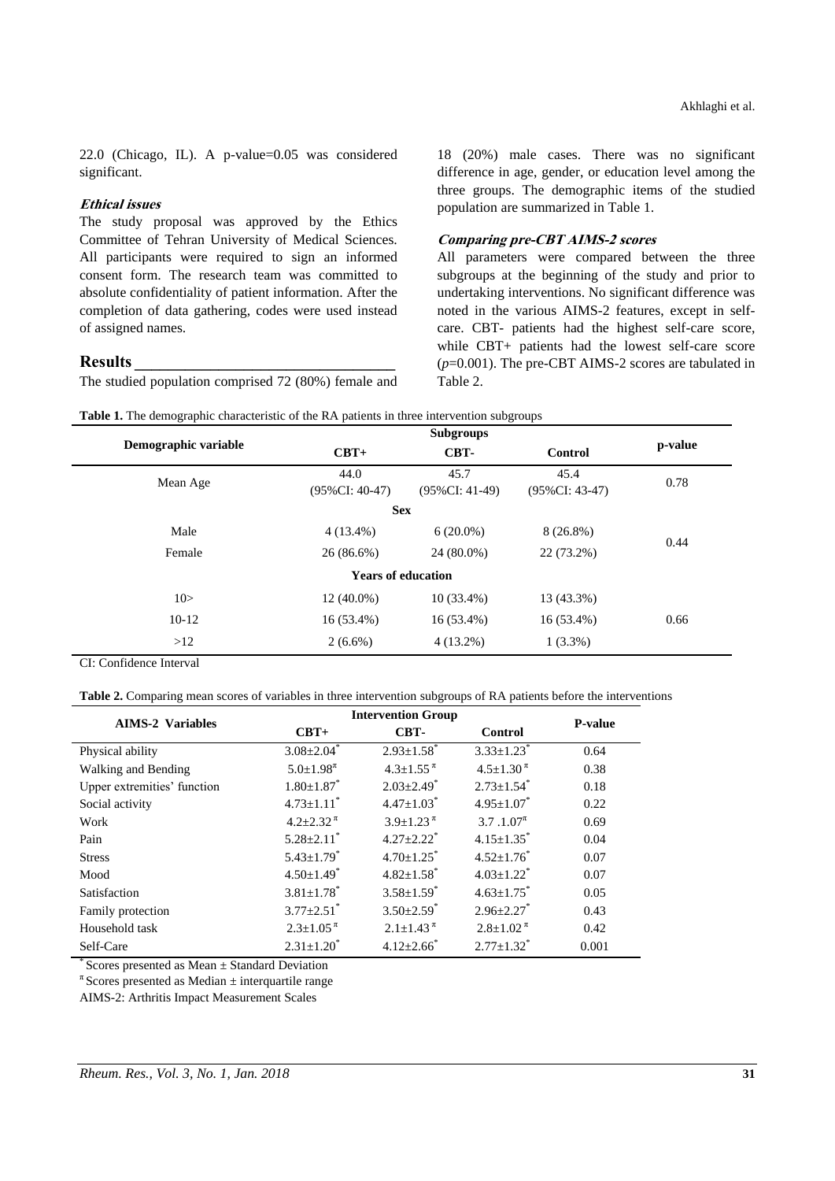22.0 (Chicago, IL). A p-value=0.05 was considered significant.

### *Ethical issues*

The study proposal was approved by the Ethics Committee of Tehran University of Medical Sciences. All participants were required to sign an informed consent form. The research team was committed to absolute confidentiality of patient information. After the completion of data gathering, codes were used instead of assigned names.

## Results

The studied population comprised 72 (80%) female and 18 (20%) male cases. There was no significant difference in age, gender, or education level among the three groups. The demographic items of the studied population are summarized in Table 1.

### *Comparing pre-CBT AIMS-2 scores*

All parameters were compared between the three subgroups at the beginning of the study and prior to undertaking interventions. No significant difference was noted in the various AIMS-2 features, except in self-care. CBT- patients had the highest self-care score, while CBT+ patients had the lowest self-care score ($p$=0.001). The pre-CBT AIMS-2 scores are tabulated in Table 2.

**Table 1.** The demographic characteristic of the RA patients in three intervention subgroups

| Demographic variable | Subgroups | | | p-value |
|---|---|---|---|---|
| | CBT+ | CBT- | Control | |
| Mean Age | 44.0 (95%CI: 40-47) | 45.7 (95%CI: 41-49) | 45.4 (95%CI: 43-47) | 0.78 |
| **Sex** | | | | |
| Male | 4 (13.4%) | 6 (20.0%) | 8 (26.8%) | 0.44 |
| Female | 26 (86.6%) | 24 (80.0%) | 22 (73.2%) | |
| **Years of education** | | | | |
| 10> | 12 (40.0%) | 10 (33.4%) | 13 (43.3%) | |
| 10-12 | 16 (53.4%) | 16 (53.4%) | 16 (53.4%) | 0.66 |
| >12 | 2 (6.6%) | 4 (13.2%) | 1 (3.3%) | |

CI: Confidence Interval

**Table 2.** Comparing mean scores of variables in three intervention subgroups of RA patients before the interventions

| AIMS-2 Variables | Intervention Group | | | P-value |
|---|---|---|---|---|
| | CBT+ | CBT- | Control | |
| Physical ability | 3.08±2.04* | 2.93±1.58* | 3.33±1.23* | 0.64 |
| Walking and Bending | 5.0±1.98^π | 4.3±1.55^π | 4.5±1.30^π | 0.38 |
| Upper extremities' function | 1.80±1.87* | 2.03±2.49* | 2.73±1.54* | 0.18 |
| Social activity | 4.73±1.11* | 4.47±1.03* | 4.95±1.07* | 0.22 |
| Work | 4.2±2.32^π | 3.9±1.23^π | 3.7 .1.07^π | 0.69 |
| Pain | 5.28±2.11* | 4.27±2.22* | 4.15±1.35* | 0.04 |
| Stress | 5.43±1.79* | 4.70±1.25* | 4.52±1.76* | 0.07 |
| Mood | 4.50±1.49* | 4.82±1.58* | 4.03±1.22* | 0.07 |
| Satisfaction | 3.81±1.78* | 3.58±1.59* | 4.63±1.75* | 0.05 |
| Family protection | 3.77±2.51* | 3.50±2.59* | 2.96±2.27* | 0.43 |
| Household task | 2.3±1.05^π | 2.1±1.43^π | 2.8±1.02^π | 0.42 |
| Self-Care | 2.31±1.20* | 4.12±2.66* | 2.77±1.32* | 0.001 |

\* Scores presented as Mean ± Standard Deviation

^π Scores presented as Median ± interquartile range

AIMS-2: Arthritis Impact Measurement Scales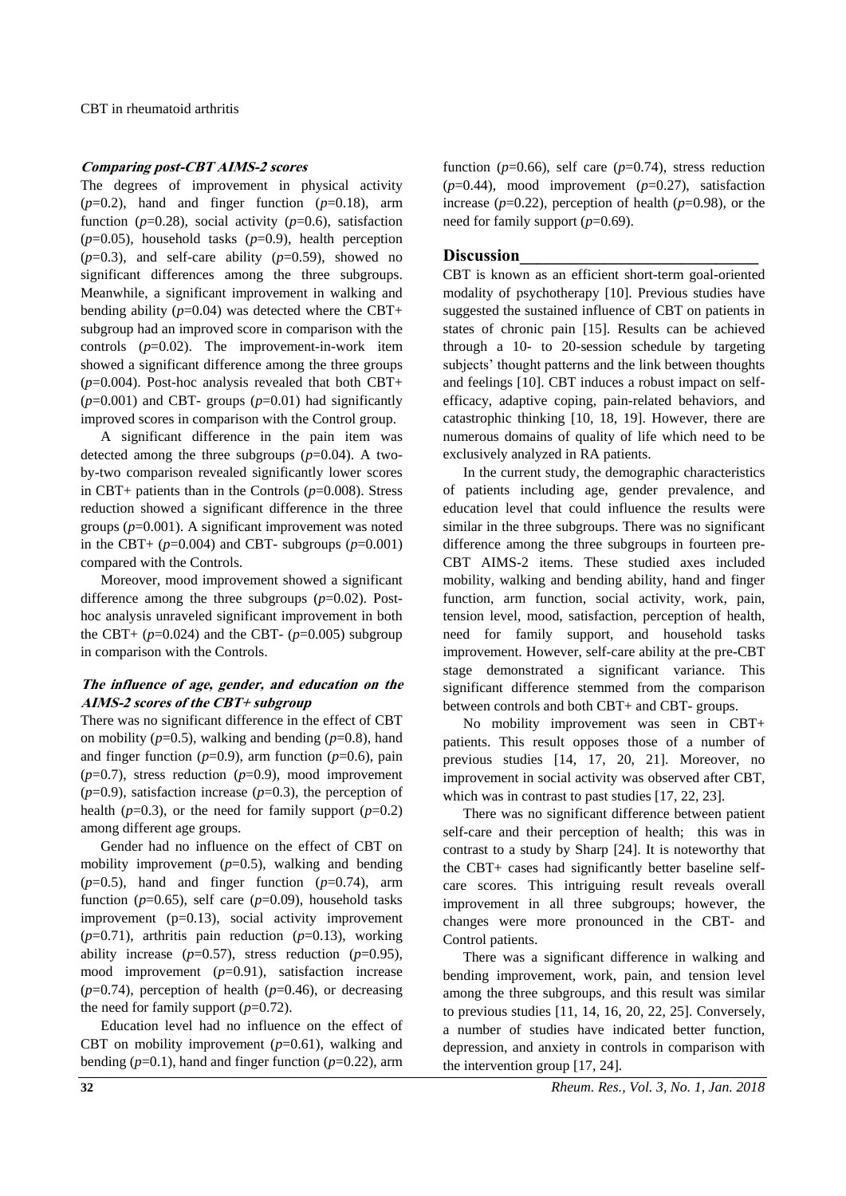***Comparing post-CBT AIMS-2 scores***

The degrees of improvement in physical activity ($p$=0.2), hand and finger function ($p$=0.18), arm function ($p$=0.28), social activity ($p$=0.6), satisfaction ($p$=0.05), household tasks ($p$=0.9), health perception ($p$=0.3), and self-care ability ($p$=0.59), showed no significant differences among the three subgroups. Meanwhile, a significant improvement in walking and bending ability ($p$=0.04) was detected where the CBT+ subgroup had an improved score in comparison with the controls ($p$=0.02). The improvement-in-work item showed a significant difference among the three groups ($p$=0.004). Post-hoc analysis revealed that both CBT+ ($p$=0.001) and CBT- groups ($p$=0.01) had significantly improved scores in comparison with the Control group.

A significant difference in the pain item was detected among the three subgroups ($p$=0.04). A two-by-two comparison revealed significantly lower scores in CBT+ patients than in the Controls ($p$=0.008). Stress reduction showed a significant difference in the three groups ($p$=0.001). A significant improvement was noted in the CBT+ ($p$=0.004) and CBT- subgroups ($p$=0.001) compared with the Controls.

Moreover, mood improvement showed a significant difference among the three subgroups ($p$=0.02). Post-hoc analysis unraveled significant improvement in both the CBT+ ($p$=0.024) and the CBT- ($p$=0.005) subgroup in comparison with the Controls.

***The influence of age, gender, and education on the AIMS-2 scores of the CBT+ subgroup***

There was no significant difference in the effect of CBT on mobility ($p$=0.5), walking and bending ($p$=0.8), hand and finger function ($p$=0.9), arm function ($p$=0.6), pain ($p$=0.7), stress reduction ($p$=0.9), mood improvement ($p$=0.9), satisfaction increase ($p$=0.3), the perception of health ($p$=0.3), or the need for family support ($p$=0.2) among different age groups.

Gender had no influence on the effect of CBT on mobility improvement ($p$=0.5), walking and bending ($p$=0.5), hand and finger function ($p$=0.74), arm function ($p$=0.65), self care ($p$=0.09), household tasks improvement (p=0.13), social activity improvement ($p$=0.71), arthritis pain reduction ($p$=0.13), working ability increase ($p$=0.57), stress reduction ($p$=0.95), mood improvement ($p$=0.91), satisfaction increase ($p$=0.74), perception of health ($p$=0.46), or decreasing the need for family support ($p$=0.72).

Education level had no influence on the effect of CBT on mobility improvement ($p$=0.61), walking and bending ($p$=0.1), hand and finger function ($p$=0.22), arm function ($p$=0.66), self care ($p$=0.74), stress reduction ($p$=0.44), mood improvement ($p$=0.27), satisfaction increase ($p$=0.22), perception of health ($p$=0.98), or the need for family support ($p$=0.69).

## Discussion

CBT is known as an efficient short-term goal-oriented modality of psychotherapy [10]. Previous studies have suggested the sustained influence of CBT on patients in states of chronic pain [15]. Results can be achieved through a 10- to 20-session schedule by targeting subjects' thought patterns and the link between thoughts and feelings [10]. CBT induces a robust impact on self-efficacy, adaptive coping, pain-related behaviors, and catastrophic thinking [10, 18, 19]. However, there are numerous domains of quality of life which need to be exclusively analyzed in RA patients.

In the current study, the demographic characteristics of patients including age, gender prevalence, and education level that could influence the results were similar in the three subgroups. There was no significant difference among the three subgroups in fourteen pre-CBT AIMS-2 items. These studied axes included mobility, walking and bending ability, hand and finger function, arm function, social activity, work, pain, tension level, mood, satisfaction, perception of health, need for family support, and household tasks improvement. However, self-care ability at the pre-CBT stage demonstrated a significant variance. This significant difference stemmed from the comparison between controls and both CBT+ and CBT- groups.

No mobility improvement was seen in CBT+ patients. This result opposes those of a number of previous studies [14, 17, 20, 21]. Moreover, no improvement in social activity was observed after CBT, which was in contrast to past studies [17, 22, 23].

There was no significant difference between patient self-care and their perception of health; this was in contrast to a study by Sharp [24]. It is noteworthy that the CBT+ cases had significantly better baseline self-care scores. This intriguing result reveals overall improvement in all three subgroups; however, the changes were more pronounced in the CBT- and Control patients.

There was a significant difference in walking and bending improvement, work, pain, and tension level among the three subgroups, and this result was similar to previous studies [11, 14, 16, 20, 22, 25]. Conversely, a number of studies have indicated better function, depression, and anxiety in controls in comparison with the intervention group [17, 24].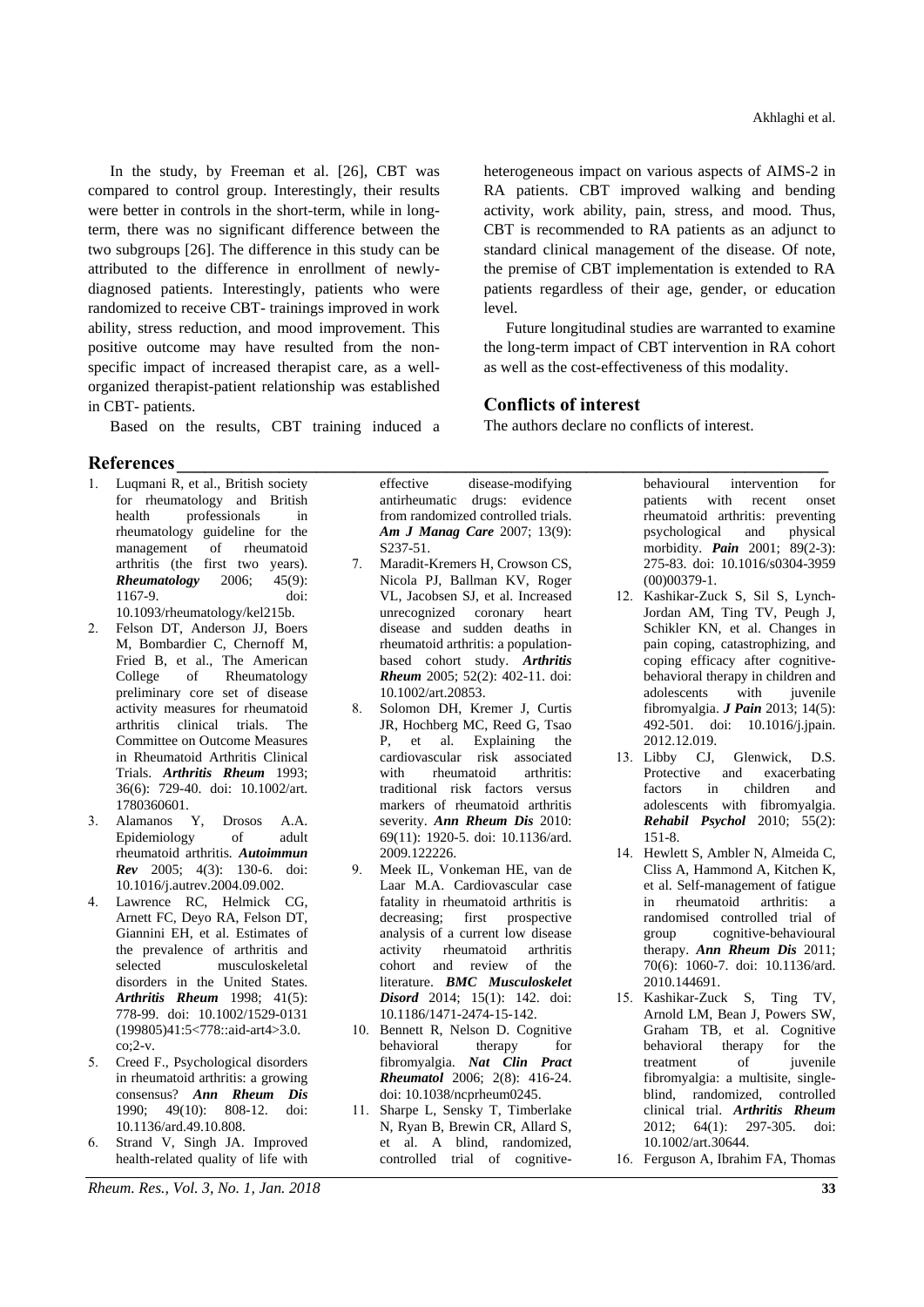In the study, by Freeman et al. [26], CBT was compared to control group. Interestingly, their results were better in controls in the short-term, while in long-term, there was no significant difference between the two subgroups [26]. The difference in this study can be attributed to the difference in enrollment of newly-diagnosed patients. Interestingly, patients who were randomized to receive CBT- trainings improved in work ability, stress reduction, and mood improvement. This positive outcome may have resulted from the non-specific impact of increased therapist care, as a well-organized therapist-patient relationship was established in CBT- patients.

Based on the results, CBT training induced a heterogeneous impact on various aspects of AIMS-2 in RA patients. CBT improved walking and bending activity, work ability, pain, stress, and mood. Thus, CBT is recommended to RA patients as an adjunct to standard clinical management of the disease. Of note, the premise of CBT implementation is extended to RA patients regardless of their age, gender, or education level.

Future longitudinal studies are warranted to examine the long-term impact of CBT intervention in RA cohort as well as the cost-effectiveness of this modality.

## Conflicts of interest

The authors declare no conflicts of interest.

## References

1. Luqmani R, et al., British society for rheumatology and British health professionals in rheumatology guideline for the management of rheumatoid arthritis (the first two years). ***Rheumatology*** 2006; 45(9): 1167-9. doi: 10.1093/rheumatology/kel215b.
2. Felson DT, Anderson JJ, Boers M, Bombardier C, Chernoff M, Fried B, et al., The American College of Rheumatology preliminary core set of disease activity measures for rheumatoid arthritis clinical trials. The Committee on Outcome Measures in Rheumatoid Arthritis Clinical Trials. ***Arthritis Rheum*** 1993; 36(6): 729-40. doi: 10.1002/art.1780360601.
3. Alamanos Y, Drosos A.A. Epidemiology of adult rheumatoid arthritis. ***Autoimmun Rev*** 2005; 4(3): 130-6. doi: 10.1016/j.autrev.2004.09.002.
4. Lawrence RC, Helmick CG, Arnett FC, Deyo RA, Felson DT, Giannini EH, et al. Estimates of the prevalence of arthritis and selected musculoskeletal disorders in the United States. ***Arthritis Rheum*** 1998; 41(5): 778-99. doi: 10.1002/1529-0131(199805)41:5<778::aid-art4>3.0.co;2-v.
5. Creed F., Psychological disorders in rheumatoid arthritis: a growing consensus? ***Ann Rheum Dis*** 1990; 49(10): 808-12. doi: 10.1136/ard.49.10.808.
6. Strand V, Singh JA. Improved health-related quality of life with effective disease-modifying antirheumatic drugs: evidence from randomized controlled trials. ***Am J Manag Care*** 2007; 13(9): S237-51.
7. Maradit-Kremers H, Crowson CS, Nicola PJ, Ballman KV, Roger VL, Jacobsen SJ, et al. Increased unrecognized coronary heart disease and sudden deaths in rheumatoid arthritis: a population-based cohort study. ***Arthritis Rheum*** 2005; 52(2): 402-11. doi: 10.1002/art.20853.
8. Solomon DH, Kremer J, Curtis JR, Hochberg MC, Reed G, Tsao P, et al. Explaining the cardiovascular risk associated with rheumatoid arthritis: traditional risk factors versus markers of rheumatoid arthritis severity. ***Ann Rheum Dis*** 2010: 69(11): 1920-5. doi: 10.1136/ard.2009.122226.
9. Meek IL, Vonkeman HE, van de Laar M.A. Cardiovascular case fatality in rheumatoid arthritis is decreasing; first prospective analysis of a current low disease activity rheumatoid arthritis cohort and review of the literature. ***BMC Musculoskelet Disord*** 2014; 15(1): 142. doi: 10.1186/1471-2474-15-142.
10. Bennett R, Nelson D. Cognitive behavioral therapy for fibromyalgia. ***Nat Clin Pract Rheumatol*** 2006; 2(8): 416-24. doi: 10.1038/ncprheum0245.
11. Sharpe L, Sensky T, Timberlake N, Ryan B, Brewin CR, Allard S, et al. A blind, randomized, controlled trial of cognitive-behavioural intervention for patients with recent onset rheumatoid arthritis: preventing psychological and physical morbidity. ***Pain*** 2001; 89(2-3): 275-83. doi: 10.1016/s0304-3959(00)00379-1.
12. Kashikar-Zuck S, Sil S, Lynch-Jordan AM, Ting TV, Peugh J, Schikler KN, et al. Changes in pain coping, catastrophizing, and coping efficacy after cognitive-behavioral therapy in children and adolescents with juvenile fibromyalgia. ***J Pain*** 2013; 14(5): 492-501. doi: 10.1016/j.jpain.2012.12.019.
13. Libby CJ, Glenwick, D.S. Protective and exacerbating factors in children and adolescents with fibromyalgia. ***Rehabil Psychol*** 2010; 55(2): 151-8.
14. Hewlett S, Ambler N, Almeida C, Cliss A, Hammond A, Kitchen K, et al. Self-management of fatigue in rheumatoid arthritis: a randomised controlled trial of group cognitive-behavioural therapy. ***Ann Rheum Dis*** 2011; 70(6): 1060-7. doi: 10.1136/ard.2010.144691.
15. Kashikar-Zuck S, Ting TV, Arnold LM, Bean J, Powers SW, Graham TB, et al. Cognitive behavioral therapy for the treatment of juvenile fibromyalgia: a multisite, single-blind, randomized, controlled clinical trial. ***Arthritis Rheum*** 2012; 64(1): 297-305. doi: 10.1002/art.30644.
16. Ferguson A, Ibrahim FA, Thomas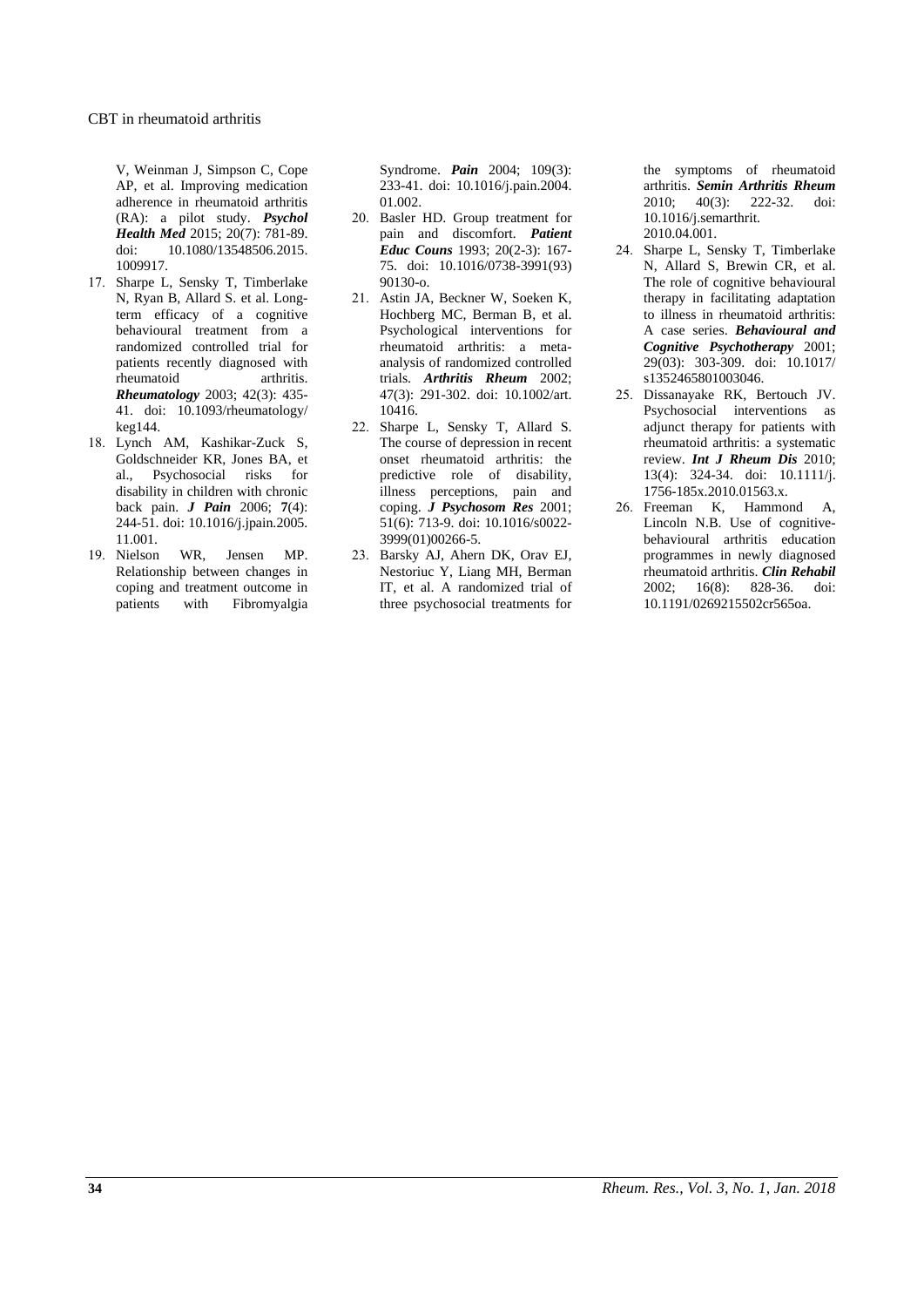V, Weinman J, Simpson C, Cope AP, et al. Improving medication adherence in rheumatoid arthritis (RA): a pilot study. ***Psychol Health Med*** 2015; 20(7): 781-89. doi: 10.1080/13548506.2015.1009917.

17. Sharpe L, Sensky T, Timberlake N, Ryan B, Allard S. et al. Long-term efficacy of a cognitive behavioural treatment from a randomized controlled trial for patients recently diagnosed with rheumatoid arthritis. ***Rheumatology*** 2003; 42(3): 435-41. doi: 10.1093/rheumatology/keg144.
18. Lynch AM, Kashikar-Zuck S, Goldschneider KR, Jones BA, et al., Psychosocial risks for disability in children with chronic back pain. ***J Pain*** 2006; **7**(4): 244-51. doi: 10.1016/j.jpain.2005.11.001.
19. Nielson WR, Jensen MP. Relationship between changes in coping and treatment outcome in patients with Fibromyalgia Syndrome. ***Pain*** 2004; 109(3): 233-41. doi: 10.1016/j.pain.2004.01.002.
20. Basler HD. Group treatment for pain and discomfort. ***Patient Educ Couns*** 1993; 20(2-3): 167-75. doi: 10.1016/0738-3991(93)90130-o.
21. Astin JA, Beckner W, Soeken K, Hochberg MC, Berman B, et al. Psychological interventions for rheumatoid arthritis: a meta-analysis of randomized controlled trials. ***Arthritis Rheum*** 2002; 47(3): 291-302. doi: 10.1002/art.10416.
22. Sharpe L, Sensky T, Allard S. The course of depression in recent onset rheumatoid arthritis: the predictive role of disability, illness perceptions, pain and coping. ***J Psychosom Res*** 2001; 51(6): 713-9. doi: 10.1016/s0022-3999(01)00266-5.
23. Barsky AJ, Ahern DK, Orav EJ, Nestoriuc Y, Liang MH, Berman IT, et al. A randomized trial of three psychosocial treatments for the symptoms of rheumatoid arthritis. ***Semin Arthritis Rheum*** 2010; 40(3): 222-32. doi: 10.1016/j.semarthrit.2010.04.001.
24. Sharpe L, Sensky T, Timberlake N, Allard S, Brewin CR, et al. The role of cognitive behavioural therapy in facilitating adaptation to illness in rheumatoid arthritis: A case series. ***Behavioural and Cognitive Psychotherapy*** 2001; 29(03): 303-309. doi: 10.1017/s1352465801003046.
25. Dissanayake RK, Bertouch JV. Psychosocial interventions as adjunct therapy for patients with rheumatoid arthritis: a systematic review. ***Int J Rheum Dis*** 2010; 13(4): 324-34. doi: 10.1111/j.1756-185x.2010.01563.x.
26. Freeman K, Hammond A, Lincoln N.B. Use of cognitive-behavioural arthritis education programmes in newly diagnosed rheumatoid arthritis. ***Clin Rehabil*** 2002; 16(8): 828-36. doi: 10.1191/0269215502cr565oa.